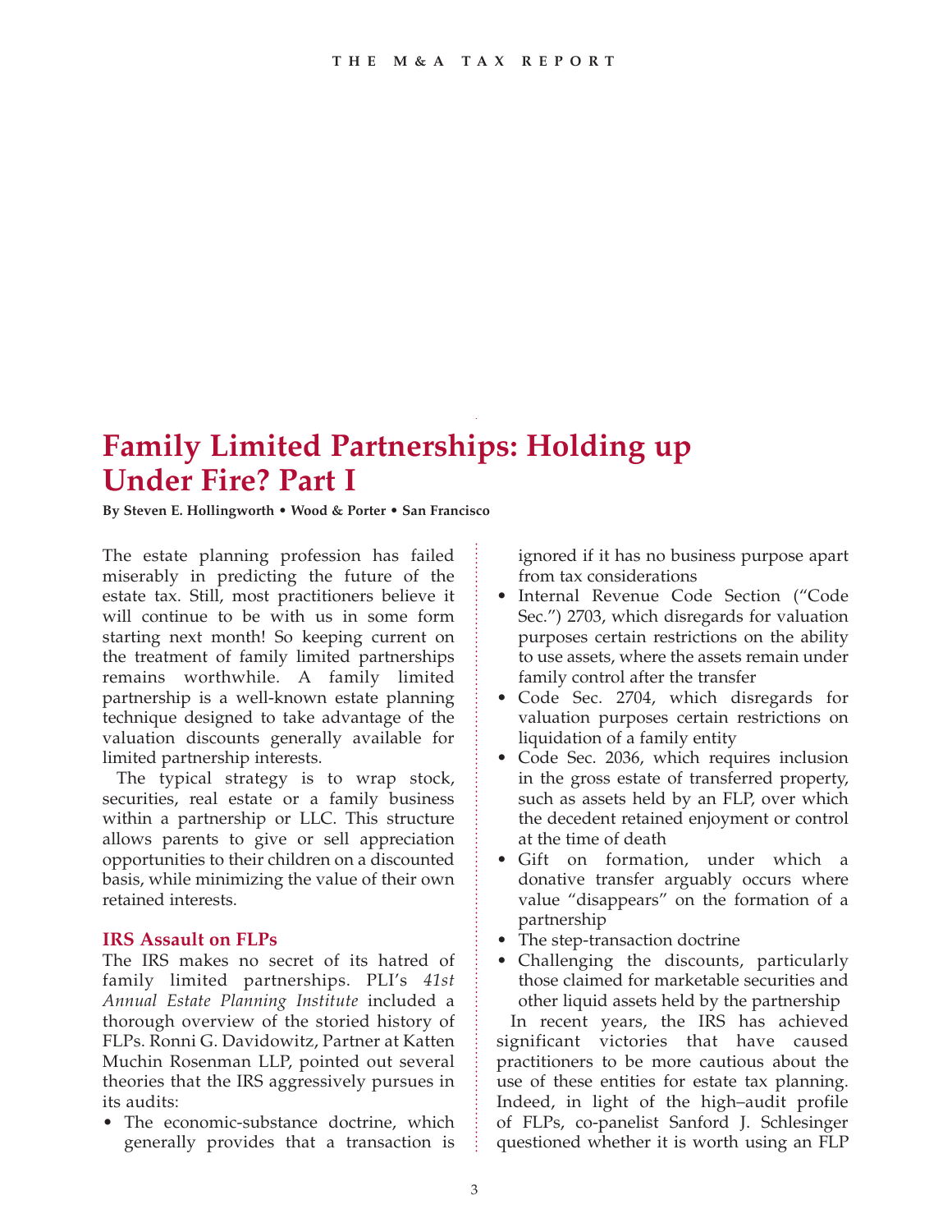# Family Limited Partnerships: Holding up Under Fire? Part I

**By Steven E. Hollingworth • Wood & Porter • San Francisco**

The estate planning profession has failed miserably in predicting the future of the estate tax. Still, most practitioners believe it will continue to be with us in some form starting next month! So keeping current on the treatment of family limited partnerships remains worthwhile. A family limited partnership is a well-known estate planning technique designed to take advantage of the valuation discounts generally available for limited partnership interests.

The typical strategy is to wrap stock, securities, real estate or a family business within a partnership or LLC. This structure allows parents to give or sell appreciation opportunities to their children on a discounted basis, while minimizing the value of their own retained interests.

## IRS Assault on FLPs

The IRS makes no secret of its hatred of family limited partnerships. PLI's *41st Annual Estate Planning Institute* included a thorough overview of the storied history of FLPs. Ronni G. Davidowitz, Partner at Katten Muchin Rosenman LLP, pointed out several theories that the IRS aggressively pursues in its audits:

- The economic-substance doctrine, which generally provides that a transaction is ignored if it has no business purpose apart from tax considerations
- Internal Revenue Code Section ("Code Sec.") 2703, which disregards for valuation purposes certain restrictions on the ability to use assets, where the assets remain under family control after the transfer
- Code Sec. 2704, which disregards for valuation purposes certain restrictions on liquidation of a family entity
- Code Sec. 2036, which requires inclusion in the gross estate of transferred property, such as assets held by an FLP, over which the decedent retained enjoyment or control at the time of death
- Gift on formation, under which a donative transfer arguably occurs where value "disappears" on the formation of a partnership
- The step-transaction doctrine
- Challenging the discounts, particularly those claimed for marketable securities and other liquid assets held by the partnership

In recent years, the IRS has achieved significant victories that have caused practitioners to be more cautious about the use of these entities for estate tax planning. Indeed, in light of the high–audit profile of FLPs, co-panelist Sanford J. Schlesinger questioned whether it is worth using an FLP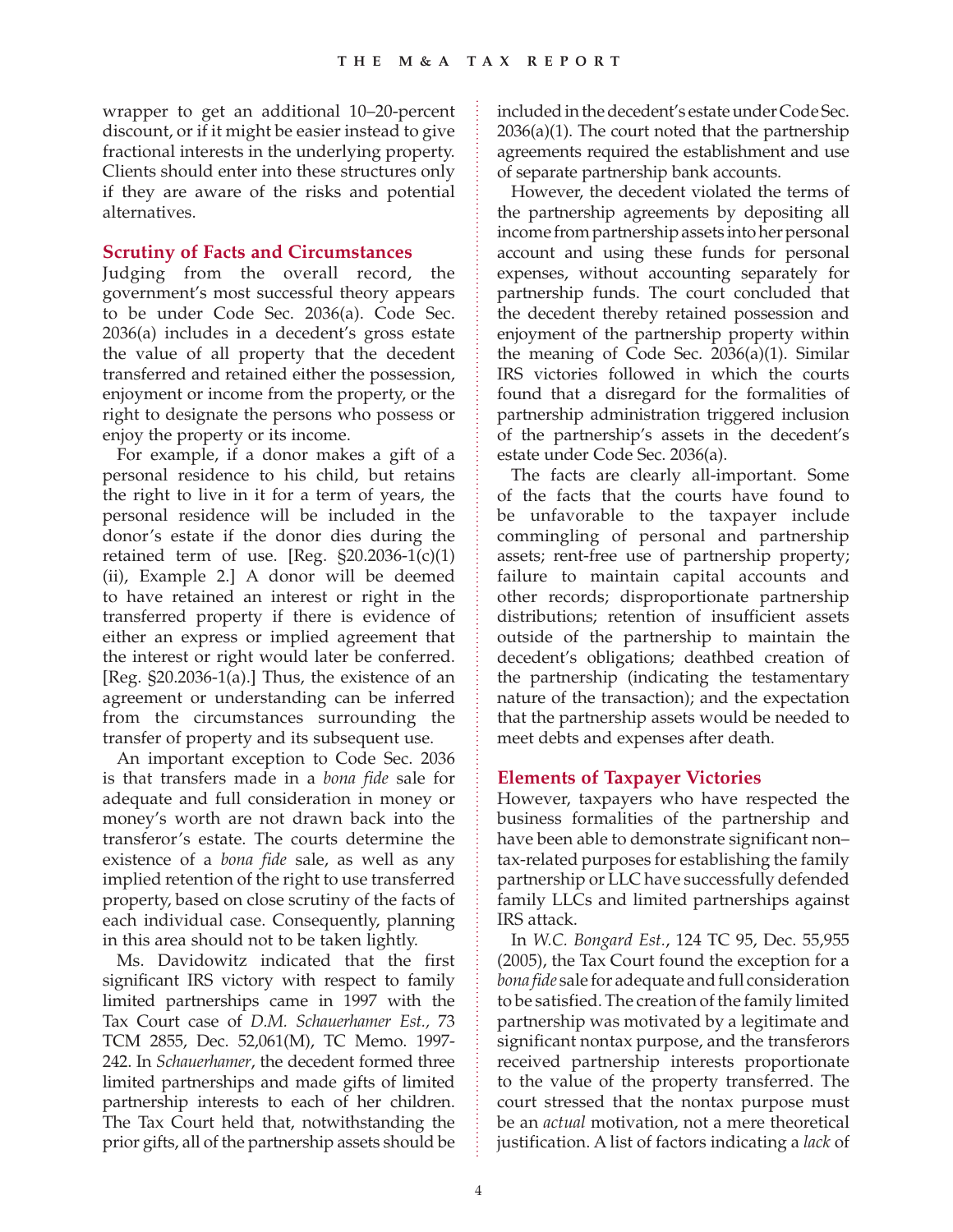wrapper to get an additional 10–20-percent discount, or if it might be easier instead to give fractional interests in the underlying property. Clients should enter into these structures only if they are aware of the risks and potential alternatives.

## Scrutiny of Facts and Circumstances

Judging from the overall record, the government's most successful theory appears to be under Code Sec. 2036(a). Code Sec. 2036(a) includes in a decedent's gross estate the value of all property that the decedent transferred and retained either the possession, enjoyment or income from the property, or the right to designate the persons who possess or enjoy the property or its income.

For example, if a donor makes a gift of a personal residence to his child, but retains the right to live in it for a term of years, the personal residence will be included in the donor's estate if the donor dies during the retained term of use. [Reg. §20.2036-1(c)(1)(ii), Example 2.] A donor will be deemed to have retained an interest or right in the transferred property if there is evidence of either an express or implied agreement that the interest or right would later be conferred. [Reg. §20.2036-1(a).] Thus, the existence of an agreement or understanding can be inferred from the circumstances surrounding the transfer of property and its subsequent use.

An important exception to Code Sec. 2036 is that transfers made in a *bona fide* sale for adequate and full consideration in money or money's worth are not drawn back into the transferor's estate. The courts determine the existence of a *bona fide* sale, as well as any implied retention of the right to use transferred property, based on close scrutiny of the facts of each individual case. Consequently, planning in this area should not to be taken lightly.

Ms. Davidowitz indicated that the first significant IRS victory with respect to family limited partnerships came in 1997 with the Tax Court case of *D.M. Schauerhamer Est.*, 73 TCM 2855, Dec. 52,061(M), TC Memo. 1997-242. In *Schauerhamer*, the decedent formed three limited partnerships and made gifts of limited partnership interests to each of her children. The Tax Court held that, notwithstanding the prior gifts, all of the partnership assets should be included in the decedent's estate under Code Sec. 2036(a)(1). The court noted that the partnership agreements required the establishment and use of separate partnership bank accounts.

However, the decedent violated the terms of the partnership agreements by depositing all income from partnership assets into her personal account and using these funds for personal expenses, without accounting separately for partnership funds. The court concluded that the decedent thereby retained possession and enjoyment of the partnership property within the meaning of Code Sec. 2036(a)(1). Similar IRS victories followed in which the courts found that a disregard for the formalities of partnership administration triggered inclusion of the partnership's assets in the decedent's estate under Code Sec. 2036(a).

The facts are clearly all-important. Some of the facts that the courts have found to be unfavorable to the taxpayer include commingling of personal and partnership assets; rent-free use of partnership property; failure to maintain capital accounts and other records; disproportionate partnership distributions; retention of insufficient assets outside of the partnership to maintain the decedent's obligations; deathbed creation of the partnership (indicating the testamentary nature of the transaction); and the expectation that the partnership assets would be needed to meet debts and expenses after death.

## Elements of Taxpayer Victories

However, taxpayers who have respected the business formalities of the partnership and have been able to demonstrate significant non–tax-related purposes for establishing the family partnership or LLC have successfully defended family LLCs and limited partnerships against IRS attack.

In *W.C. Bongard Est.*, 124 TC 95, Dec. 55,955 (2005), the Tax Court found the exception for a *bona fide* sale for adequate and full consideration to be satisfied. The creation of the family limited partnership was motivated by a legitimate and significant nontax purpose, and the transferors received partnership interests proportionate to the value of the property transferred. The court stressed that the nontax purpose must be an *actual* motivation, not a mere theoretical justification. A list of factors indicating a *lack* of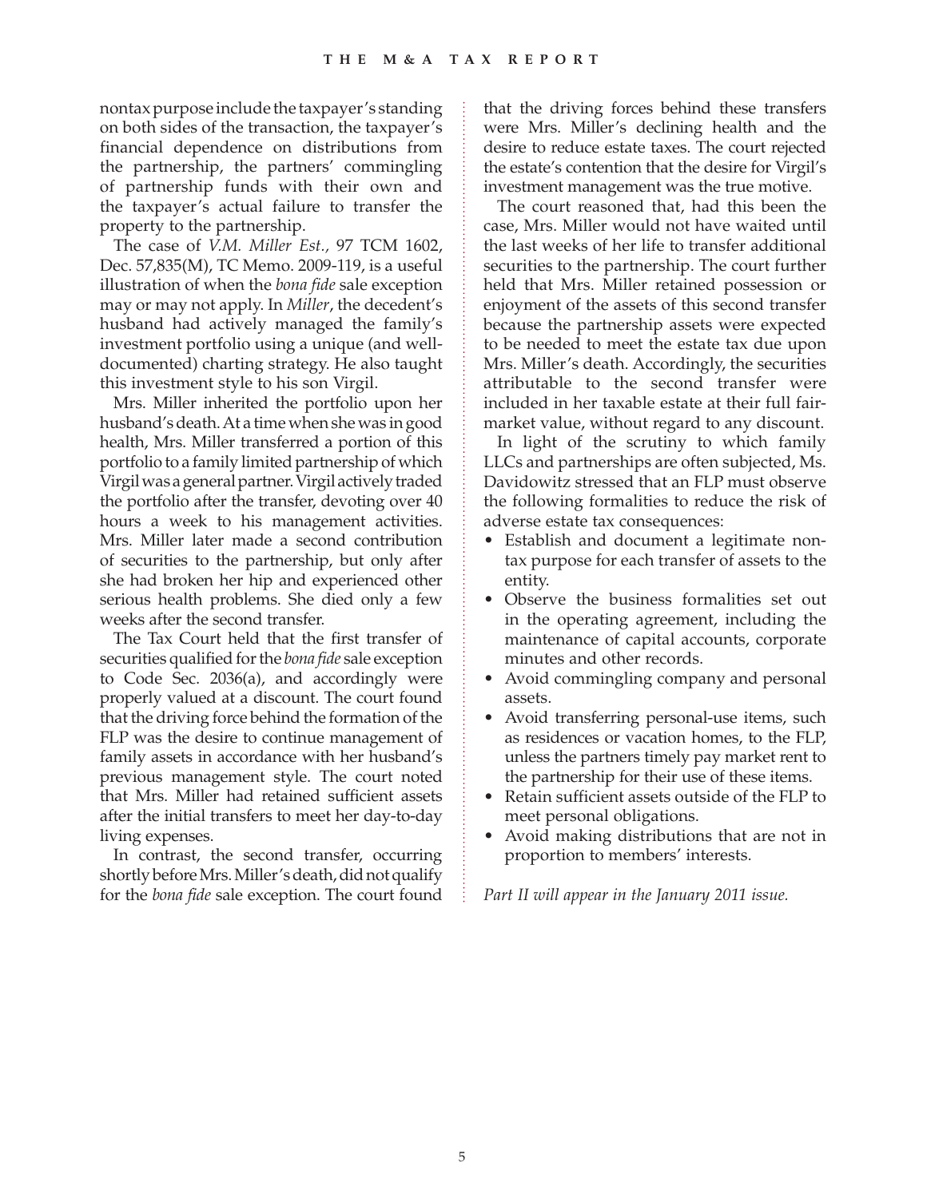nontax purpose include the taxpayer's standing on both sides of the transaction, the taxpayer's financial dependence on distributions from the partnership, the partners' commingling of partnership funds with their own and the taxpayer's actual failure to transfer the property to the partnership.

The case of *V.M. Miller Est.,* 97 TCM 1602, Dec. 57,835(M), TC Memo. 2009-119, is a useful illustration of when the *bona fide* sale exception may or may not apply. In *Miller*, the decedent's husband had actively managed the family's investment portfolio using a unique (and well-documented) charting strategy. He also taught this investment style to his son Virgil.

Mrs. Miller inherited the portfolio upon her husband's death. At a time when she was in good health, Mrs. Miller transferred a portion of this portfolio to a family limited partnership of which Virgil was a general partner. Virgil actively traded the portfolio after the transfer, devoting over 40 hours a week to his management activities. Mrs. Miller later made a second contribution of securities to the partnership, but only after she had broken her hip and experienced other serious health problems. She died only a few weeks after the second transfer.

The Tax Court held that the first transfer of securities qualified for the *bona fide* sale exception to Code Sec. 2036(a), and accordingly were properly valued at a discount. The court found that the driving force behind the formation of the FLP was the desire to continue management of family assets in accordance with her husband's previous management style. The court noted that Mrs. Miller had retained sufficient assets after the initial transfers to meet her day-to-day living expenses.

In contrast, the second transfer, occurring shortly before Mrs. Miller's death, did not qualify for the *bona fide* sale exception. The court found that the driving forces behind these transfers were Mrs. Miller's declining health and the desire to reduce estate taxes. The court rejected the estate's contention that the desire for Virgil's investment management was the true motive.

The court reasoned that, had this been the case, Mrs. Miller would not have waited until the last weeks of her life to transfer additional securities to the partnership. The court further held that Mrs. Miller retained possession or enjoyment of the assets of this second transfer because the partnership assets were expected to be needed to meet the estate tax due upon Mrs. Miller's death. Accordingly, the securities attributable to the second transfer were included in her taxable estate at their full fair-market value, without regard to any discount.

In light of the scrutiny to which family LLCs and partnerships are often subjected, Ms. Davidowitz stressed that an FLP must observe the following formalities to reduce the risk of adverse estate tax consequences:

- Establish and document a legitimate non-tax purpose for each transfer of assets to the entity.
- Observe the business formalities set out in the operating agreement, including the maintenance of capital accounts, corporate minutes and other records.
- Avoid commingling company and personal assets.
- Avoid transferring personal-use items, such as residences or vacation homes, to the FLP, unless the partners timely pay market rent to the partnership for their use of these items.
- Retain sufficient assets outside of the FLP to meet personal obligations.
- Avoid making distributions that are not in proportion to members' interests.

*Part II will appear in the January 2011 issue.*